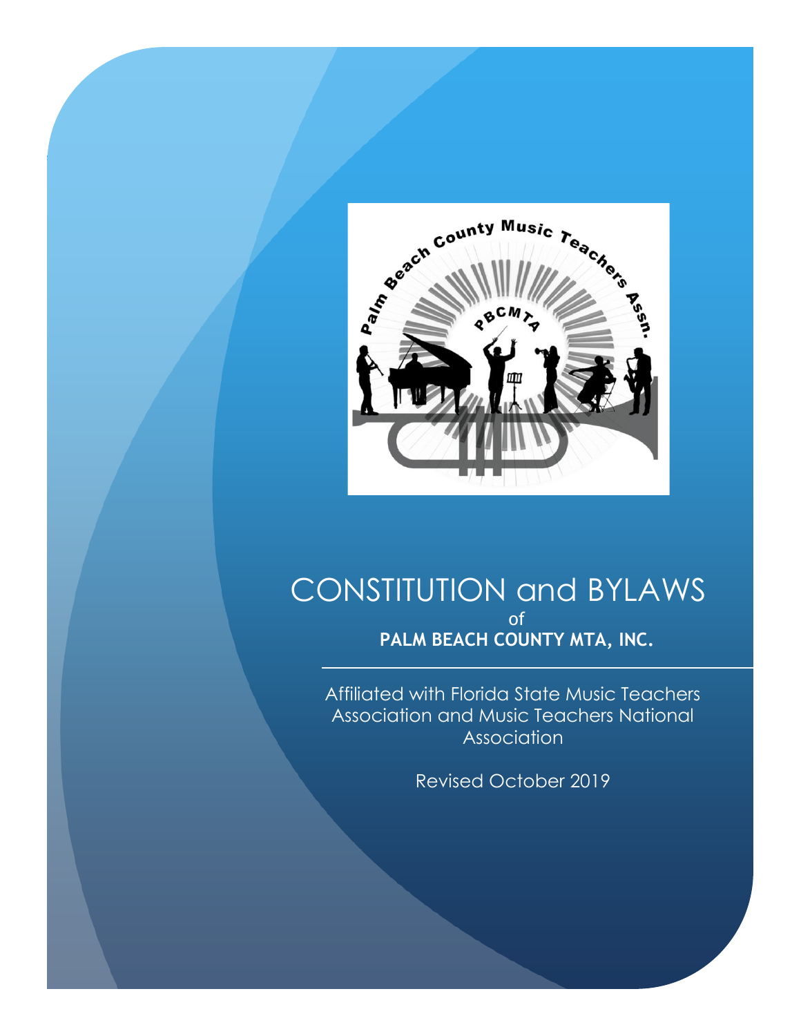# CONSTITUTION and BYLAWS

of

**PALM BEACH COUNTY MTA, INC.**

---

Affiliated with Florida State Music Teachers Association and Music Teachers National Association

Revised October 2019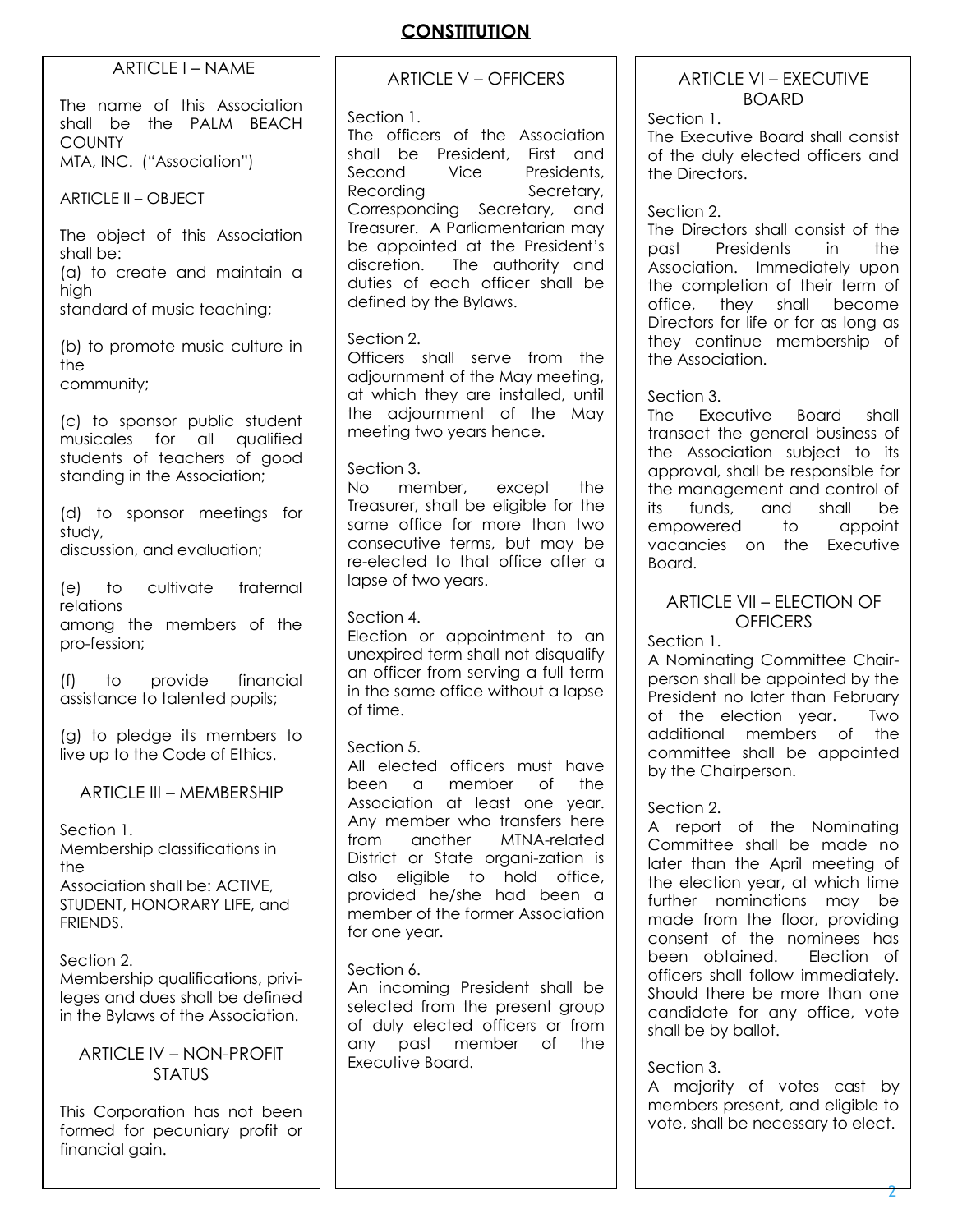# CONSTITUTION

## ARTICLE I – NAME

The name of this Association shall be the PALM BEACH COUNTY MTA, INC. ("Association")

## ARTICLE II – OBJECT

The object of this Association shall be:

(a) to create and maintain a high standard of music teaching;

(b) to promote music culture in the community;

(c) to sponsor public student musicales for all qualified students of teachers of good standing in the Association;

(d) to sponsor meetings for study, discussion, and evaluation;

(e) to cultivate fraternal relations among the members of the pro-fession;

(f) to provide financial assistance to talented pupils;

(g) to pledge its members to live up to the Code of Ethics.

## ARTICLE III – MEMBERSHIP

Section 1.
Membership classifications in the Association shall be: ACTIVE, STUDENT, HONORARY LIFE, and FRIENDS.

Section 2.
Membership qualifications, privi-leges and dues shall be defined in the Bylaws of the Association.

## ARTICLE IV – NON-PROFIT STATUS

This Corporation has not been formed for pecuniary profit or financial gain.

## ARTICLE V – OFFICERS

Section 1.
The officers of the Association shall be President, First and Second Vice Presidents, Recording Secretary, Corresponding Secretary, and Treasurer. A Parliamentarian may be appointed at the President's discretion. The authority and duties of each officer shall be defined by the Bylaws.

Section 2.
Officers shall serve from the adjournment of the May meeting, at which they are installed, until the adjournment of the May meeting two years hence.

Section 3.
No member, except the Treasurer, shall be eligible for the same office for more than two consecutive terms, but may be re-elected to that office after a lapse of two years.

Section 4.
Election or appointment to an unexpired term shall not disqualify an officer from serving a full term in the same office without a lapse of time.

Section 5.
All elected officers must have been a member of the Association at least one year. Any member who transfers here from another MTNA-related District or State organi-zation is also eligible to hold office, provided he/she had been a member of the former Association for one year.

Section 6.
An incoming President shall be selected from the present group of duly elected officers or from any past member of the Executive Board.

## ARTICLE VI – EXECUTIVE BOARD

Section 1.
The Executive Board shall consist of the duly elected officers and the Directors.

Section 2.
The Directors shall consist of the past Presidents in the Association. Immediately upon the completion of their term of office, they shall become Directors for life or for as long as they continue membership of the Association.

Section 3.
The Executive Board shall transact the general business of the Association subject to its approval, shall be responsible for the management and control of its funds, and shall be empowered to appoint vacancies on the Executive Board.

## ARTICLE VII – ELECTION OF OFFICERS

Section 1.
A Nominating Committee Chair-person shall be appointed by the President no later than February of the election year. Two additional members of the committee shall be appointed by the Chairperson.

Section 2.
A report of the Nominating Committee shall be made no later than the April meeting of the election year, at which time further nominations may be made from the floor, providing consent of the nominees has been obtained. Election of officers shall follow immediately. Should there be more than one candidate for any office, vote shall be by ballot.

Section 3.
A majority of votes cast by members present, and eligible to vote, shall be necessary to elect.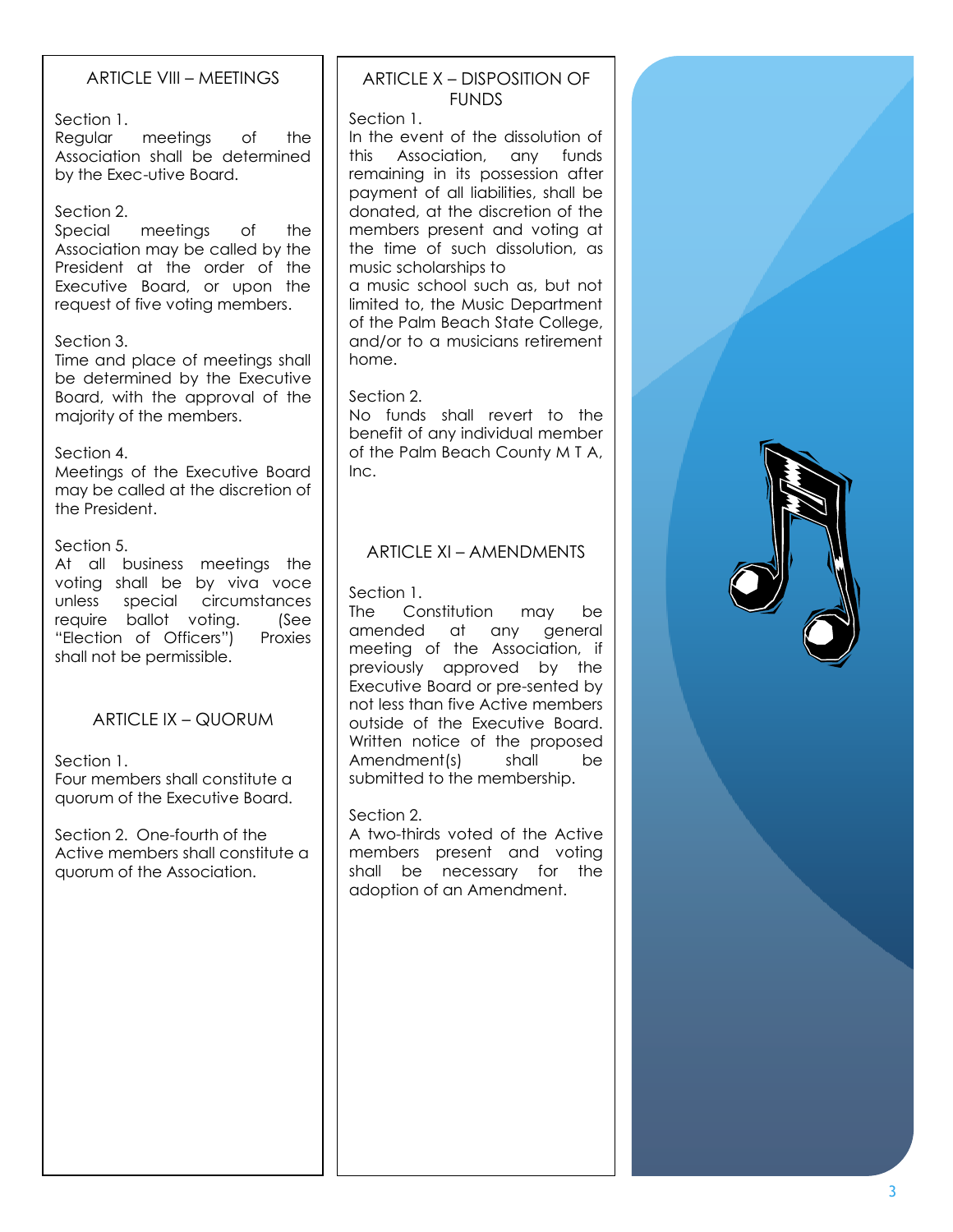## ARTICLE VIII – MEETINGS

Section 1.
Regular meetings of the Association shall be determined by the Exec-utive Board.

Section 2.
Special meetings of the Association may be called by the President at the order of the Executive Board, or upon the request of five voting members.

Section 3.
Time and place of meetings shall be determined by the Executive Board, with the approval of the majority of the members.

Section 4.
Meetings of the Executive Board may be called at the discretion of the President.

Section 5.
At all business meetings the voting shall be by viva voce unless special circumstances require ballot voting. (See "Election of Officers") Proxies shall not be permissible.

## ARTICLE IX – QUORUM

Section 1.
Four members shall constitute a quorum of the Executive Board.

Section 2. One-fourth of the Active members shall constitute a quorum of the Association.

## ARTICLE X – DISPOSITION OF FUNDS

Section 1.
In the event of the dissolution of this Association, any funds remaining in its possession after payment of all liabilities, shall be donated, at the discretion of the members present and voting at the time of such dissolution, as music scholarships to
a music school such as, but not limited to, the Music Department of the Palm Beach State College, and/or to a musicians retirement home.

Section 2.
No funds shall revert to the benefit of any individual member of the Palm Beach County M T A, Inc.

## ARTICLE XI – AMENDMENTS

Section 1.
The Constitution may be amended at any general meeting of the Association, if previously approved by the Executive Board or pre-sented by not less than five Active members outside of the Executive Board. Written notice of the proposed Amendment(s) shall be submitted to the membership.

Section 2.
A two-thirds voted of the Active members present and voting shall be necessary for the adoption of an Amendment.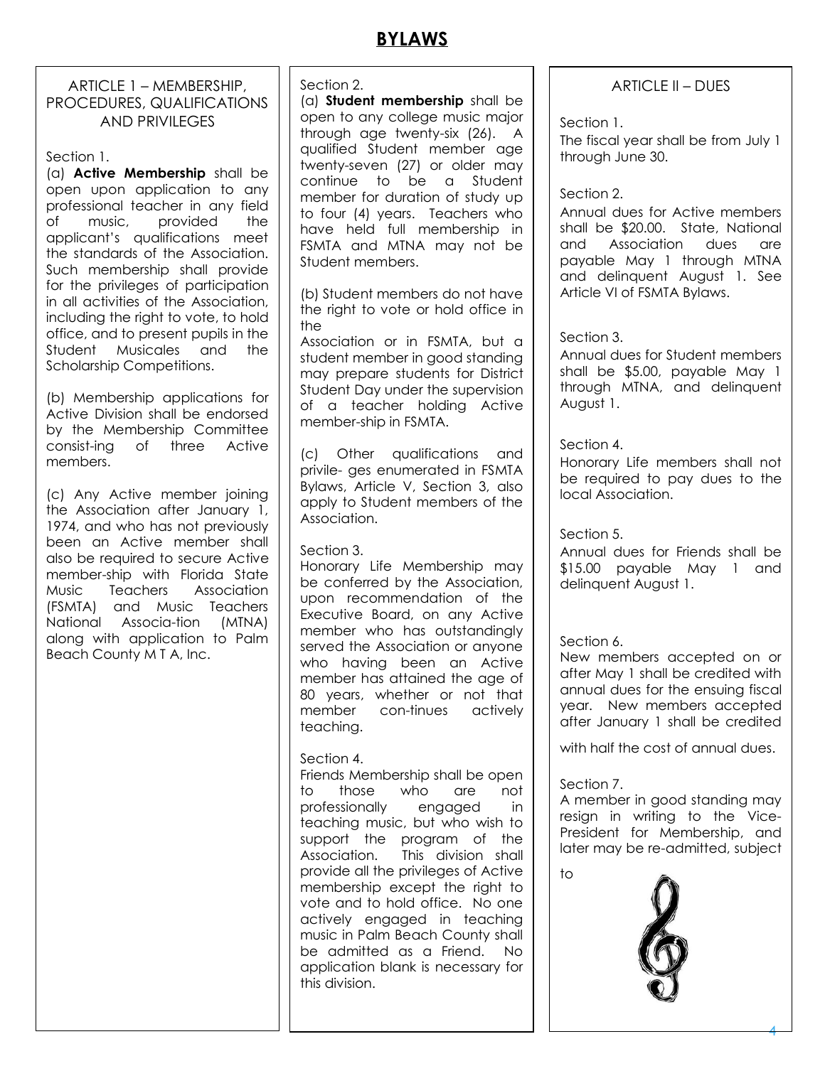# BYLAWS

## ARTICLE 1 – MEMBERSHIP, PROCEDURES, QUALIFICATIONS AND PRIVILEGES

Section 1.

(a) **Active Membership** shall be open upon application to any professional teacher in any field of music, provided the applicant's qualifications meet the standards of the Association. Such membership shall provide for the privileges of participation in all activities of the Association, including the right to vote, to hold office, and to present pupils in the Student Musicales and the Scholarship Competitions.

(b) Membership applications for Active Division shall be endorsed by the Membership Committee consist-ing of three Active members.

(c) Any Active member joining the Association after January 1, 1974, and who has not previously been an Active member shall also be required to secure Active member-ship with Florida State Music Teachers Association (FSMTA) and Music Teachers National Associa-tion (MTNA) along with application to Palm Beach County M T A, Inc.

Section 2.

(a) **Student membership** shall be open to any college music major through age twenty-six (26). A qualified Student member age twenty-seven (27) or older may continue to be a Student member for duration of study up to four (4) years. Teachers who have held full membership in FSMTA and MTNA may not be Student members.

(b) Student members do not have the right to vote or hold office in the Association or in FSMTA, but a student member in good standing may prepare students for District Student Day under the supervision of a teacher holding Active member-ship in FSMTA.

(c) Other qualifications and privile- ges enumerated in FSMTA Bylaws, Article V, Section 3, also apply to Student members of the Association.

Section 3.

Honorary Life Membership may be conferred by the Association, upon recommendation of the Executive Board, on any Active member who has outstandingly served the Association or anyone who having been an Active member has attained the age of 80 years, whether or not that member con-tinues actively teaching.

Section 4.

Friends Membership shall be open to those who are not professionally engaged in teaching music, but who wish to support the program of the Association. This division shall provide all the privileges of Active membership except the right to vote and to hold office. No one actively engaged in teaching music in Palm Beach County shall be admitted as a Friend. No application blank is necessary for this division.

## ARTICLE II – DUES

Section 1.

The fiscal year shall be from July 1 through June 30.

Section 2.

Annual dues for Active members shall be $20.00. State, National and Association dues are payable May 1 through MTNA and delinquent August 1. See Article VI of FSMTA Bylaws.

Section 3.

Annual dues for Student members shall be $5.00, payable May 1 through MTNA, and delinquent August 1.

Section 4.

Honorary Life members shall not be required to pay dues to the local Association.

Section 5.

Annual dues for Friends shall be $15.00 payable May 1 and delinquent August 1.

Section 6.

New members accepted on or after May 1 shall be credited with annual dues for the ensuing fiscal year. New members accepted after January 1 shall be credited with half the cost of annual dues.

Section 7.

A member in good standing may resign in writing to the Vice-President for Membership, and later may be re-admitted, subject to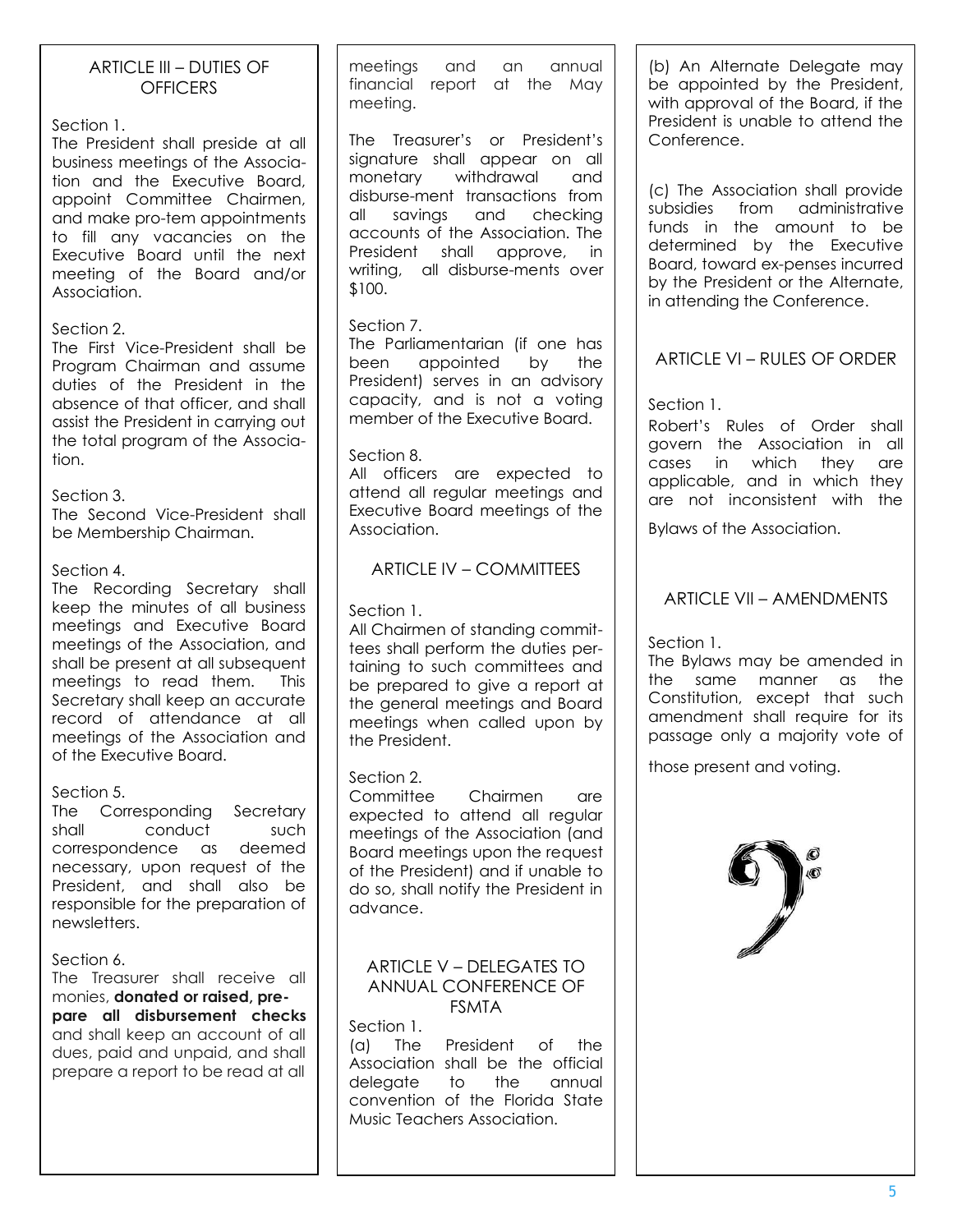## ARTICLE III – DUTIES OF OFFICERS

Section 1.
The President shall preside at all business meetings of the Association and the Executive Board, appoint Committee Chairmen, and make pro-tem appointments to fill any vacancies on the Executive Board until the next meeting of the Board and/or Association.

Section 2.
The First Vice-President shall be Program Chairman and assume duties of the President in the absence of that officer, and shall assist the President in carrying out the total program of the Association.

Section 3.
The Second Vice-President shall be Membership Chairman.

Section 4.
The Recording Secretary shall keep the minutes of all business meetings and Executive Board meetings of the Association, and shall be present at all subsequent meetings to read them. This Secretary shall keep an accurate record of attendance at all meetings of the Association and of the Executive Board.

Section 5.
The Corresponding Secretary shall conduct such correspondence as deemed necessary, upon request of the President, and shall also be responsible for the preparation of newsletters.

Section 6.
The Treasurer shall receive all monies, **donated or raised, prepare all disbursement checks** and shall keep an account of all dues, paid and unpaid, and shall prepare a report to be read at all meetings and an annual financial report at the May meeting.

The Treasurer's or President's signature shall appear on all monetary withdrawal and disburse-ment transactions from all savings and checking accounts of the Association. The President shall approve, in writing, all disburse-ments over $100.

Section 7.
The Parliamentarian (if one has been appointed by the President) serves in an advisory capacity, and is not a voting member of the Executive Board.

Section 8.
All officers are expected to attend all regular meetings and Executive Board meetings of the Association.

## ARTICLE IV – COMMITTEES

Section 1.
All Chairmen of standing committees shall perform the duties pertaining to such committees and be prepared to give a report at the general meetings and Board meetings when called upon by the President.

Section 2.
Committee Chairmen are expected to attend all regular meetings of the Association (and Board meetings upon the request of the President) and if unable to do so, shall notify the President in advance.

## ARTICLE V – DELEGATES TO ANNUAL CONFERENCE OF FSMTA

Section 1.
(a) The President of the Association shall be the official delegate to the annual convention of the Florida State Music Teachers Association.

(b) An Alternate Delegate may be appointed by the President, with approval of the Board, if the President is unable to attend the Conference.

(c) The Association shall provide subsidies from administrative funds in the amount to be determined by the Executive Board, toward ex-penses incurred by the President or the Alternate, in attending the Conference.

## ARTICLE VI – RULES OF ORDER

Section 1.
Robert's Rules of Order shall govern the Association in all cases in which they are applicable, and in which they are not inconsistent with the Bylaws of the Association.

## ARTICLE VII – AMENDMENTS

Section 1.
The Bylaws may be amended in the same manner as the Constitution, except that such amendment shall require for its passage only a majority vote of those present and voting.